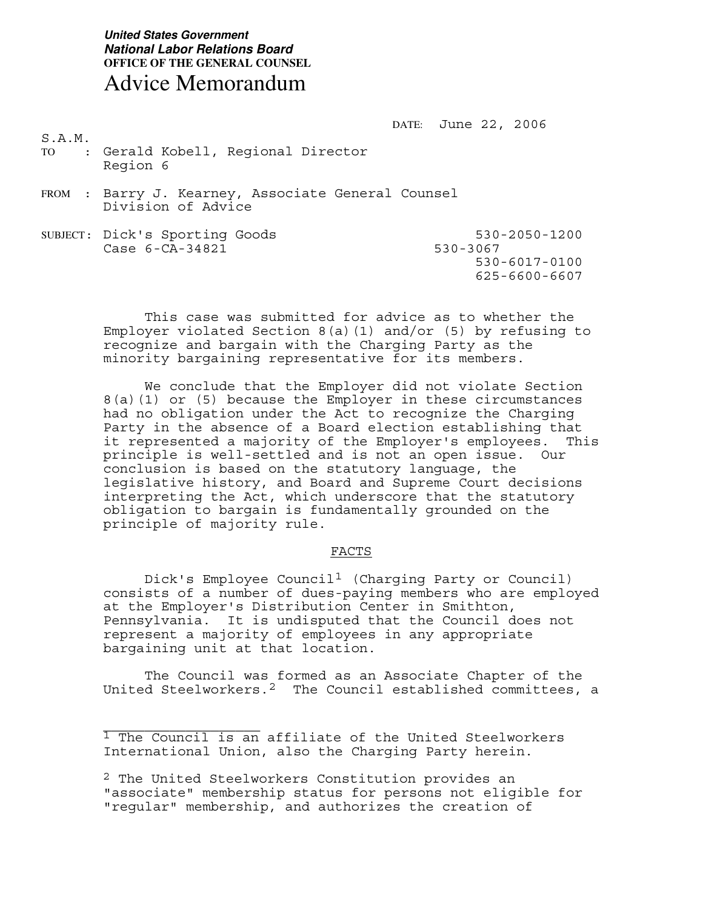***United States Government***
***National Labor Relations Board***
**OFFICE OF THE GENERAL COUNSEL**

# Advice Memorandum

DATE: June 22, 2006

S.A.M.

TO : Gerald Kobell, Regional Director
Region 6

FROM : Barry J. Kearney, Associate General Counsel
Division of Advice

SUBJECT: Dick's Sporting Goods
Case 6-CA-34821

530-2050-1200
530-3067
530-6017-0100
625-6600-6607

This case was submitted for advice as to whether the Employer violated Section 8(a)(1) and/or (5) by refusing to recognize and bargain with the Charging Party as the minority bargaining representative for its members.

We conclude that the Employer did not violate Section 8(a)(1) or (5) because the Employer in these circumstances had no obligation under the Act to recognize the Charging Party in the absence of a Board election establishing that it represented a majority of the Employer's employees. This principle is well-settled and is not an open issue. Our conclusion is based on the statutory language, the legislative history, and Board and Supreme Court decisions interpreting the Act, which underscore that the statutory obligation to bargain is fundamentally grounded on the principle of majority rule.

## FACTS

Dick's Employee Council[1] (Charging Party or Council) consists of a number of dues-paying members who are employed at the Employer's Distribution Center in Smithton, Pennsylvania. It is undisputed that the Council does not represent a majority of employees in any appropriate bargaining unit at that location.

The Council was formed as an Associate Chapter of the United Steelworkers.[2] The Council established committees, a

---

[1] The Council is an affiliate of the United Steelworkers International Union, also the Charging Party herein.

[2] The United Steelworkers Constitution provides an "associate" membership status for persons not eligible for "regular" membership, and authorizes the creation of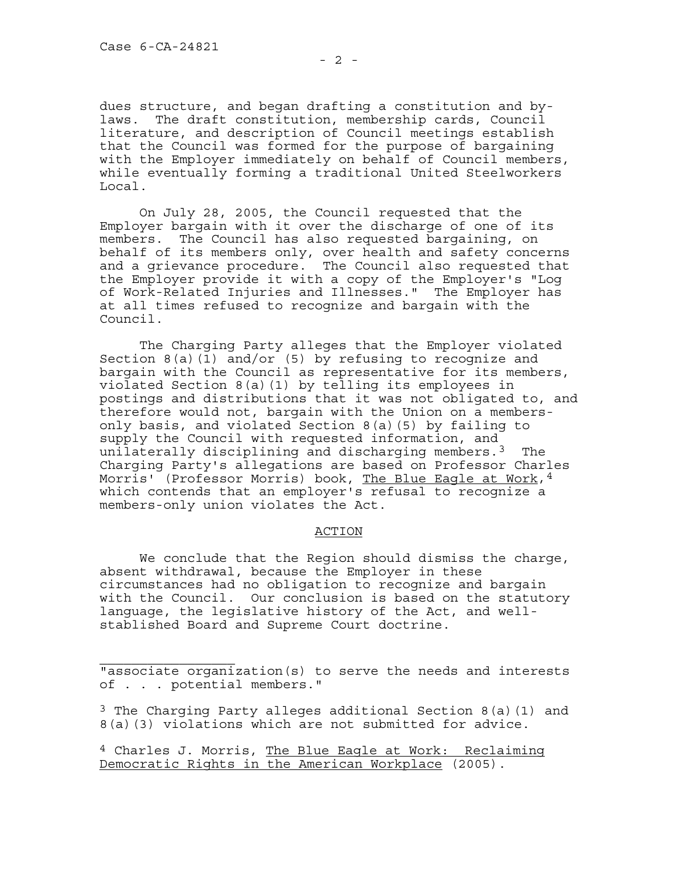dues structure, and began drafting a constitution and by-laws. The draft constitution, membership cards, Council literature, and description of Council meetings establish that the Council was formed for the purpose of bargaining with the Employer immediately on behalf of Council members, while eventually forming a traditional United Steelworkers Local.

On July 28, 2005, the Council requested that the Employer bargain with it over the discharge of one of its members. The Council has also requested bargaining, on behalf of its members only, over health and safety concerns and a grievance procedure. The Council also requested that the Employer provide it with a copy of the Employer's "Log of Work-Related Injuries and Illnesses." The Employer has at all times refused to recognize and bargain with the Council.

The Charging Party alleges that the Employer violated Section 8(a)(1) and/or (5) by refusing to recognize and bargain with the Council as representative for its members, violated Section 8(a)(1) by telling its employees in postings and distributions that it was not obligated to, and therefore would not, bargain with the Union on a members-only basis, and violated Section 8(a)(5) by failing to supply the Council with requested information, and unilaterally disciplining and discharging members.[3] The Charging Party's allegations are based on Professor Charles Morris' (Professor Morris) book, The Blue Eagle at Work,[4] which contends that an employer's refusal to recognize a members-only union violates the Act.

## ACTION

We conclude that the Region should dismiss the charge, absent withdrawal, because the Employer in these circumstances had no obligation to recognize and bargain with the Council. Our conclusion is based on the statutory language, the legislative history of the Act, and well-established Board and Supreme Court doctrine.

---

"associate organization(s) to serve the needs and interests of . . . potential members."

[3] The Charging Party alleges additional Section 8(a)(1) and 8(a)(3) violations which are not submitted for advice.

[4] Charles J. Morris, The Blue Eagle at Work: Reclaiming Democratic Rights in the American Workplace (2005).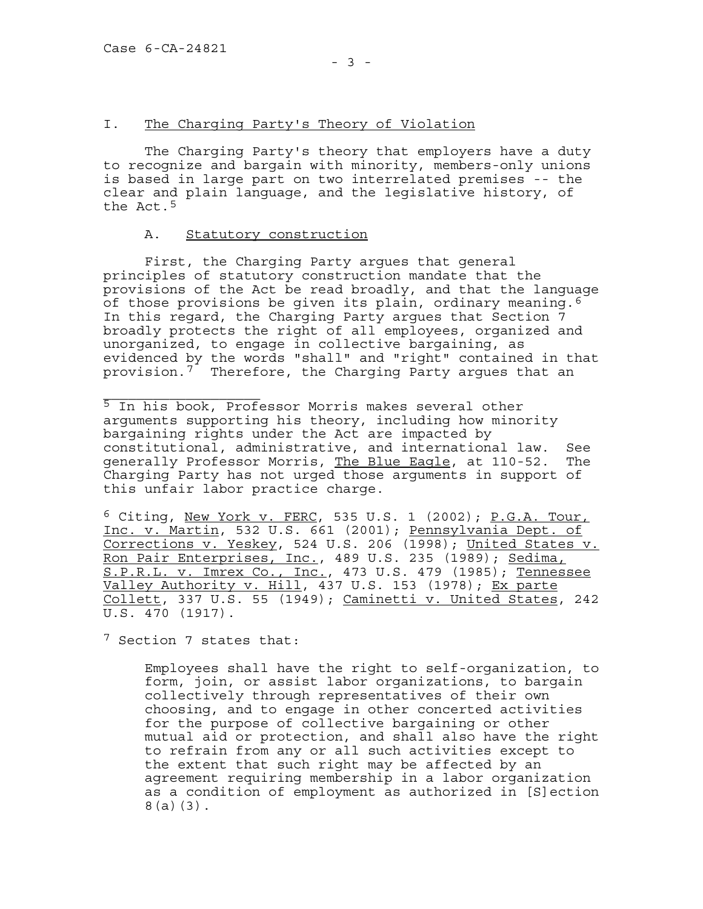## I. The Charging Party's Theory of Violation

The Charging Party's theory that employers have a duty to recognize and bargain with minority, members-only unions is based in large part on two interrelated premises -- the clear and plain language, and the legislative history, of the Act.[5]

### A. Statutory construction

First, the Charging Party argues that general principles of statutory construction mandate that the provisions of the Act be read broadly, and that the language of those provisions be given its plain, ordinary meaning.[6] In this regard, the Charging Party argues that Section 7 broadly protects the right of all employees, organized and unorganized, to engage in collective bargaining, as evidenced by the words "shall" and "right" contained in that provision.[7] Therefore, the Charging Party argues that an

---

[5] In his book, Professor Morris makes several other arguments supporting his theory, including how minority bargaining rights under the Act are impacted by constitutional, administrative, and international law. See generally Professor Morris, The Blue Eagle, at 110-52. The Charging Party has not urged those arguments in support of this unfair labor practice charge.

[6] Citing, New York v. FERC, 535 U.S. 1 (2002); P.G.A. Tour, Inc. v. Martin, 532 U.S. 661 (2001); Pennsylvania Dept. of Corrections v. Yeskey, 524 U.S. 206 (1998); United States v. Ron Pair Enterprises, Inc., 489 U.S. 235 (1989); Sedima, S.P.R.L. v. Imrex Co., Inc., 473 U.S. 479 (1985); Tennessee Valley Authority v. Hill, 437 U.S. 153 (1978); Ex parte Collett, 337 U.S. 55 (1949); Caminetti v. United States, 242 U.S. 470 (1917).

[7] Section 7 states that:

> Employees shall have the right to self-organization, to form, join, or assist labor organizations, to bargain collectively through representatives of their own choosing, and to engage in other concerted activities for the purpose of collective bargaining or other mutual aid or protection, and shall also have the right to refrain from any or all such activities except to the extent that such right may be affected by an agreement requiring membership in a labor organization as a condition of employment as authorized in [S]ection 8(a)(3).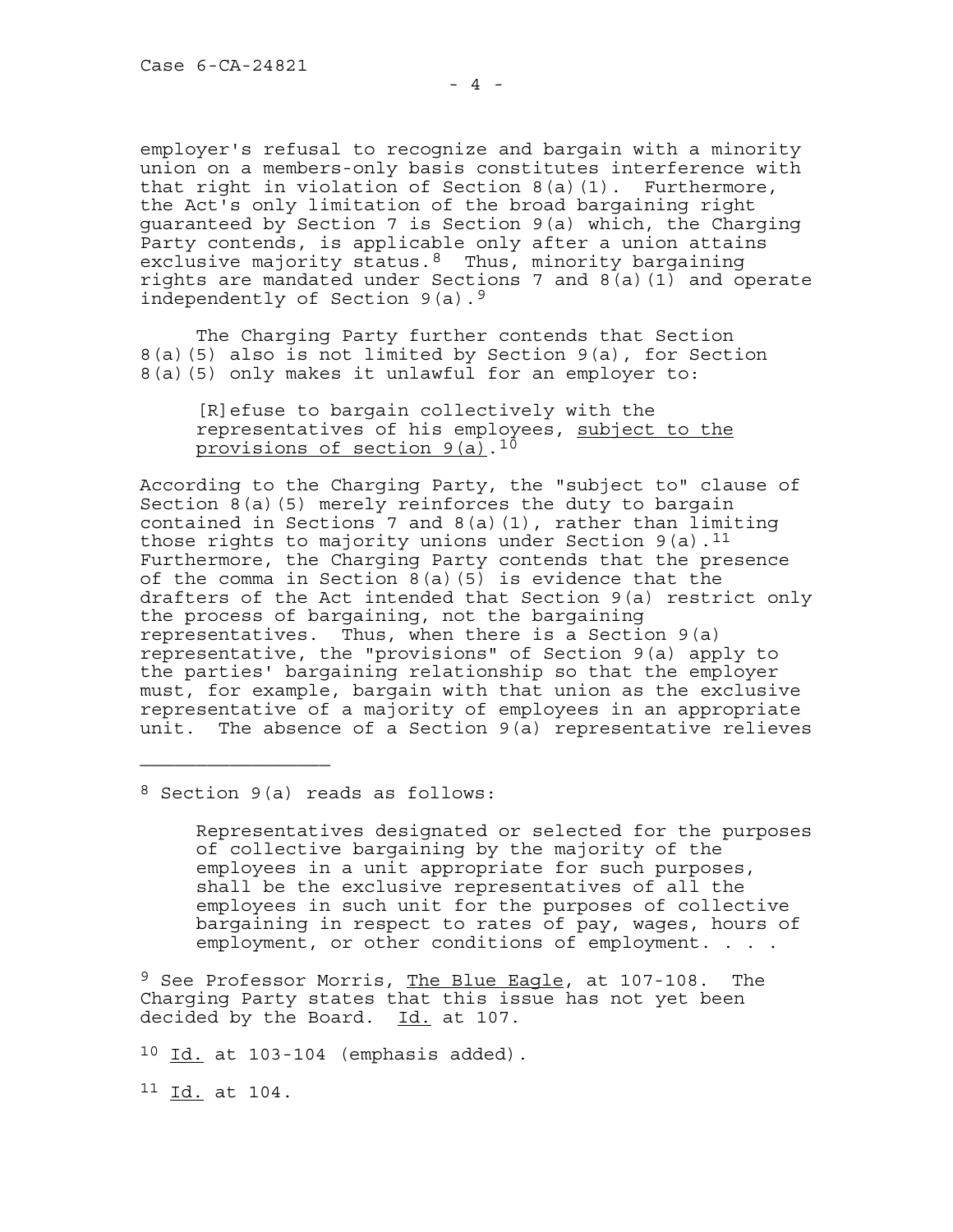employer's refusal to recognize and bargain with a minority union on a members-only basis constitutes interference with that right in violation of Section 8(a)(1). Furthermore, the Act's only limitation of the broad bargaining right guaranteed by Section 7 is Section 9(a) which, the Charging Party contends, is applicable only after a union attains exclusive majority status.[8] Thus, minority bargaining rights are mandated under Sections 7 and 8(a)(1) and operate independently of Section 9(a).[9]

The Charging Party further contends that Section 8(a)(5) also is not limited by Section 9(a), for Section 8(a)(5) only makes it unlawful for an employer to:

> [R]efuse to bargain collectively with the representatives of his employees, <u>subject to the provisions of section 9(a)</u>.[10]

According to the Charging Party, the "subject to" clause of Section 8(a)(5) merely reinforces the duty to bargain contained in Sections 7 and 8(a)(1), rather than limiting those rights to majority unions under Section 9(a).[11] Furthermore, the Charging Party contends that the presence of the comma in Section 8(a)(5) is evidence that the drafters of the Act intended that Section 9(a) restrict only the process of bargaining, not the bargaining representatives. Thus, when there is a Section 9(a) representative, the "provisions" of Section 9(a) apply to the parties' bargaining relationship so that the employer must, for example, bargain with that union as the exclusive representative of a majority of employees in an appropriate unit. The absence of a Section 9(a) representative relieves

---

[8] Section 9(a) reads as follows:

> Representatives designated or selected for the purposes of collective bargaining by the majority of the employees in a unit appropriate for such purposes, shall be the exclusive representatives of all the employees in such unit for the purposes of collective bargaining in respect to rates of pay, wages, hours of employment, or other conditions of employment. . . .

[9] See Professor Morris, <u>The Blue Eagle</u>, at 107-108. The Charging Party states that this issue has not yet been decided by the Board. <u>Id.</u> at 107.

[10] <u>Id.</u> at 103-104 (emphasis added).

[11] <u>Id.</u> at 104.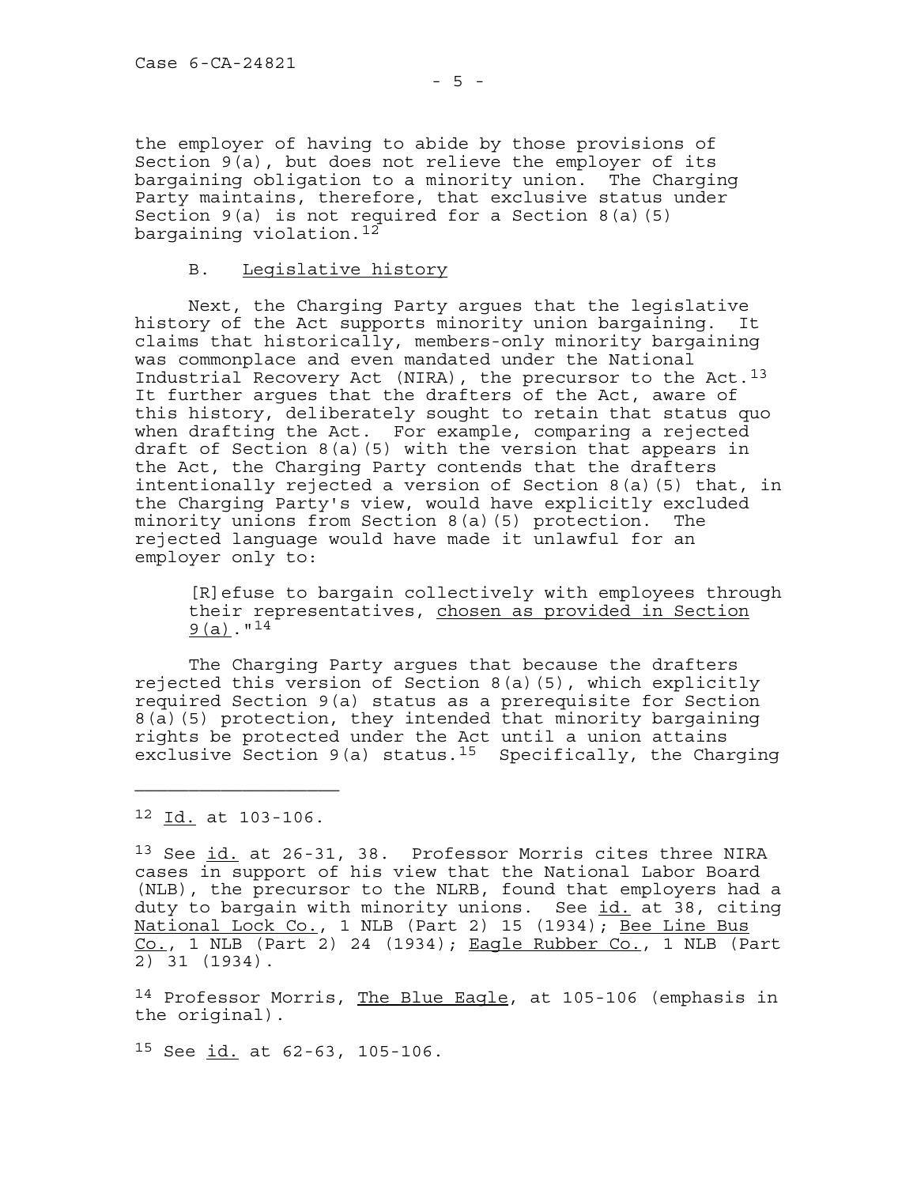the employer of having to abide by those provisions of Section 9(a), but does not relieve the employer of its bargaining obligation to a minority union. The Charging Party maintains, therefore, that exclusive status under Section 9(a) is not required for a Section 8(a)(5) bargaining violation.[12]

## B. Legislative history

Next, the Charging Party argues that the legislative history of the Act supports minority union bargaining. It claims that historically, members-only minority bargaining was commonplace and even mandated under the National Industrial Recovery Act (NIRA), the precursor to the Act.[13] It further argues that the drafters of the Act, aware of this history, deliberately sought to retain that status quo when drafting the Act. For example, comparing a rejected draft of Section 8(a)(5) with the version that appears in the Act, the Charging Party contends that the drafters intentionally rejected a version of Section 8(a)(5) that, in the Charging Party's view, would have explicitly excluded minority unions from Section 8(a)(5) protection. The rejected language would have made it unlawful for an employer only to:

> [R]efuse to bargain collectively with employees through their representatives, <u>chosen as provided in Section 9(a)</u>."[14]

The Charging Party argues that because the drafters rejected this version of Section 8(a)(5), which explicitly required Section 9(a) status as a prerequisite for Section 8(a)(5) protection, they intended that minority bargaining rights be protected under the Act until a union attains exclusive Section 9(a) status.[15] Specifically, the Charging

---

[12] <u>Id.</u> at 103-106.

[13] See <u>id.</u> at 26-31, 38. Professor Morris cites three NIRA cases in support of his view that the National Labor Board (NLB), the precursor to the NLRB, found that employers had a duty to bargain with minority unions. See <u>id.</u> at 38, citing <u>National Lock Co.</u>, 1 NLB (Part 2) 15 (1934); <u>Bee Line Bus Co.</u>, 1 NLB (Part 2) 24 (1934); <u>Eagle Rubber Co.</u>, 1 NLB (Part 2) 31 (1934).

[14] Professor Morris, <u>The Blue Eagle</u>, at 105-106 (emphasis in the original).

[15] See <u>id.</u> at 62-63, 105-106.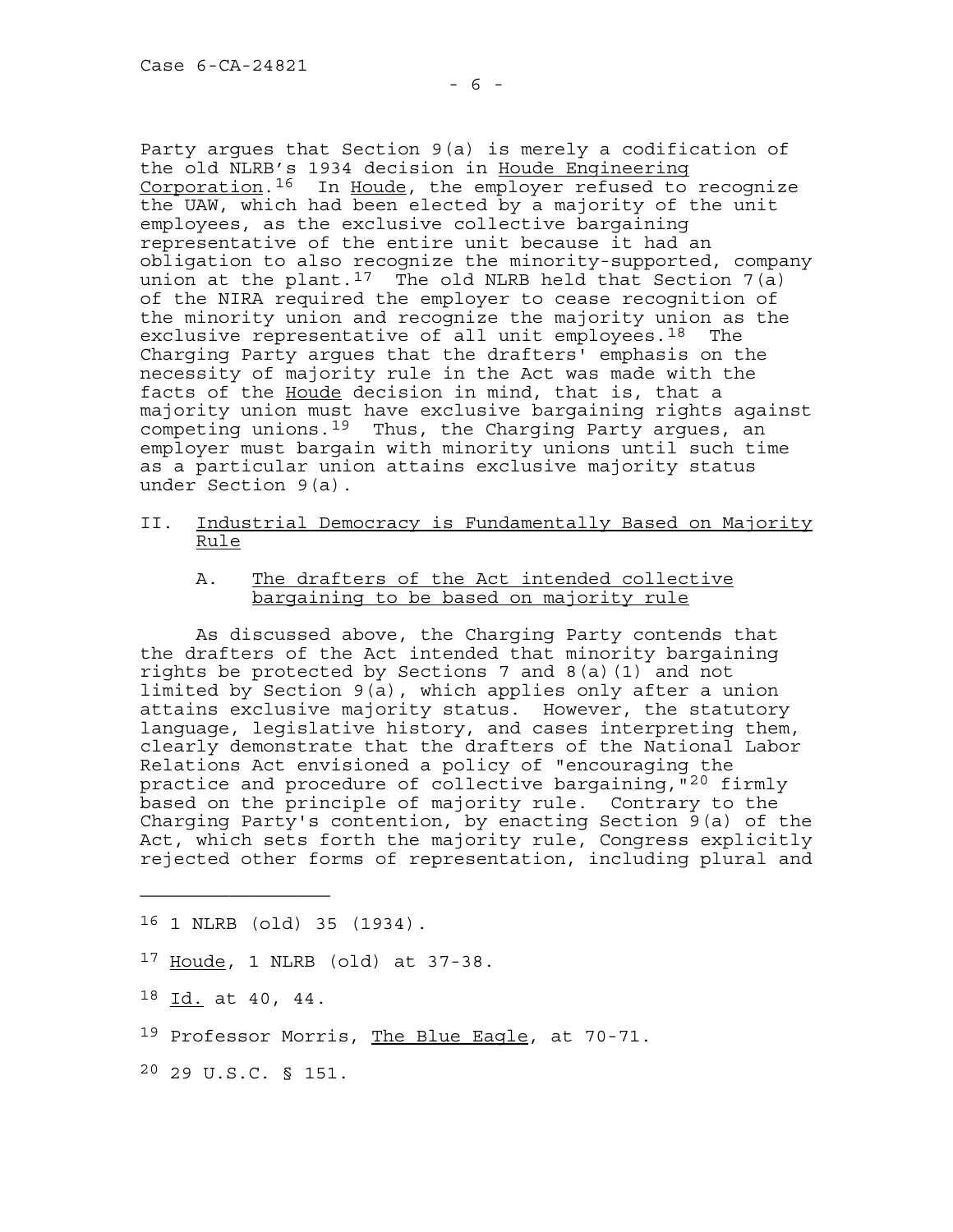Party argues that Section 9(a) is merely a codification of the old NLRB's 1934 decision in Houde Engineering Corporation.[16] In Houde, the employer refused to recognize the UAW, which had been elected by a majority of the unit employees, as the exclusive collective bargaining representative of the entire unit because it had an obligation to also recognize the minority-supported, company union at the plant.[17] The old NLRB held that Section 7(a) of the NIRA required the employer to cease recognition of the minority union and recognize the majority union as the exclusive representative of all unit employees.[18] The Charging Party argues that the drafters' emphasis on the necessity of majority rule in the Act was made with the facts of the Houde decision in mind, that is, that a majority union must have exclusive bargaining rights against competing unions.[19] Thus, the Charging Party argues, an employer must bargain with minority unions until such time as a particular union attains exclusive majority status under Section 9(a).

## II. Industrial Democracy is Fundamentally Based on Majority Rule

### A. The drafters of the Act intended collective bargaining to be based on majority rule

As discussed above, the Charging Party contends that the drafters of the Act intended that minority bargaining rights be protected by Sections 7 and 8(a)(1) and not limited by Section 9(a), which applies only after a union attains exclusive majority status. However, the statutory language, legislative history, and cases interpreting them, clearly demonstrate that the drafters of the National Labor Relations Act envisioned a policy of "encouraging the practice and procedure of collective bargaining,"[20] firmly based on the principle of majority rule. Contrary to the Charging Party's contention, by enacting Section 9(a) of the Act, which sets forth the majority rule, Congress explicitly rejected other forms of representation, including plural and

---

[16] 1 NLRB (old) 35 (1934).

[17] Houde, 1 NLRB (old) at 37-38.

[18] Id. at 40, 44.

[19] Professor Morris, The Blue Eagle, at 70-71.

[20] 29 U.S.C. § 151.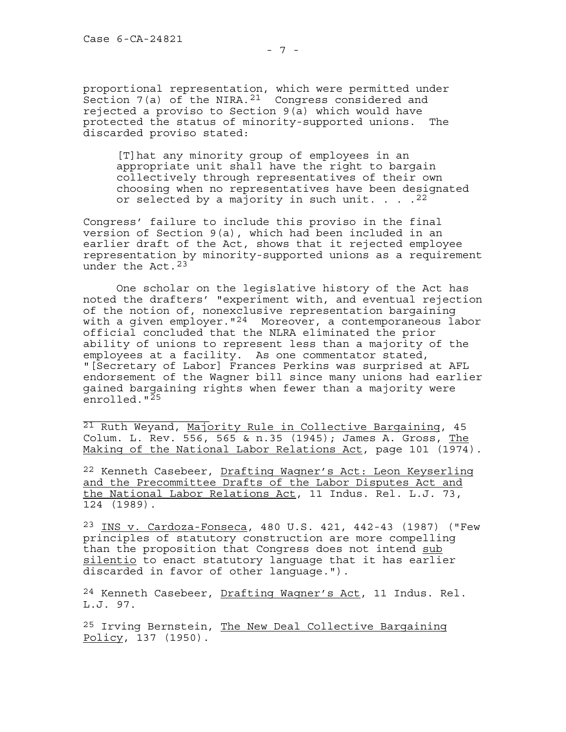proportional representation, which were permitted under Section 7(a) of the NIRA.[21] Congress considered and rejected a proviso to Section 9(a) which would have protected the status of minority-supported unions. The discarded proviso stated:

> [T]hat any minority group of employees in an appropriate unit shall have the right to bargain collectively through representatives of their own choosing when no representatives have been designated or selected by a majority in such unit. . . .[22]

Congress' failure to include this proviso in the final version of Section 9(a), which had been included in an earlier draft of the Act, shows that it rejected employee representation by minority-supported unions as a requirement under the Act.[23]

One scholar on the legislative history of the Act has noted the drafters' "experiment with, and eventual rejection of the notion of, nonexclusive representation bargaining with a given employer."[24] Moreover, a contemporaneous labor official concluded that the NLRA eliminated the prior ability of unions to represent less than a majority of the employees at a facility. As one commentator stated, "[Secretary of Labor] Frances Perkins was surprised at AFL endorsement of the Wagner bill since many unions had earlier gained bargaining rights when fewer than a majority were enrolled."[25]

---

[21] Ruth Weyand, Majority Rule in Collective Bargaining, 45 Colum. L. Rev. 556, 565 & n.35 (1945); James A. Gross, The Making of the National Labor Relations Act, page 101 (1974).

[22] Kenneth Casebeer, Drafting Wagner's Act: Leon Keyserling and the Precommittee Drafts of the Labor Disputes Act and the National Labor Relations Act, 11 Indus. Rel. L.J. 73, 124 (1989).

[23] INS v. Cardoza-Fonseca, 480 U.S. 421, 442-43 (1987) ("Few principles of statutory construction are more compelling than the proposition that Congress does not intend sub silentio to enact statutory language that it has earlier discarded in favor of other language.").

[24] Kenneth Casebeer, Drafting Wagner's Act, 11 Indus. Rel. L.J. 97.

[25] Irving Bernstein, The New Deal Collective Bargaining Policy, 137 (1950).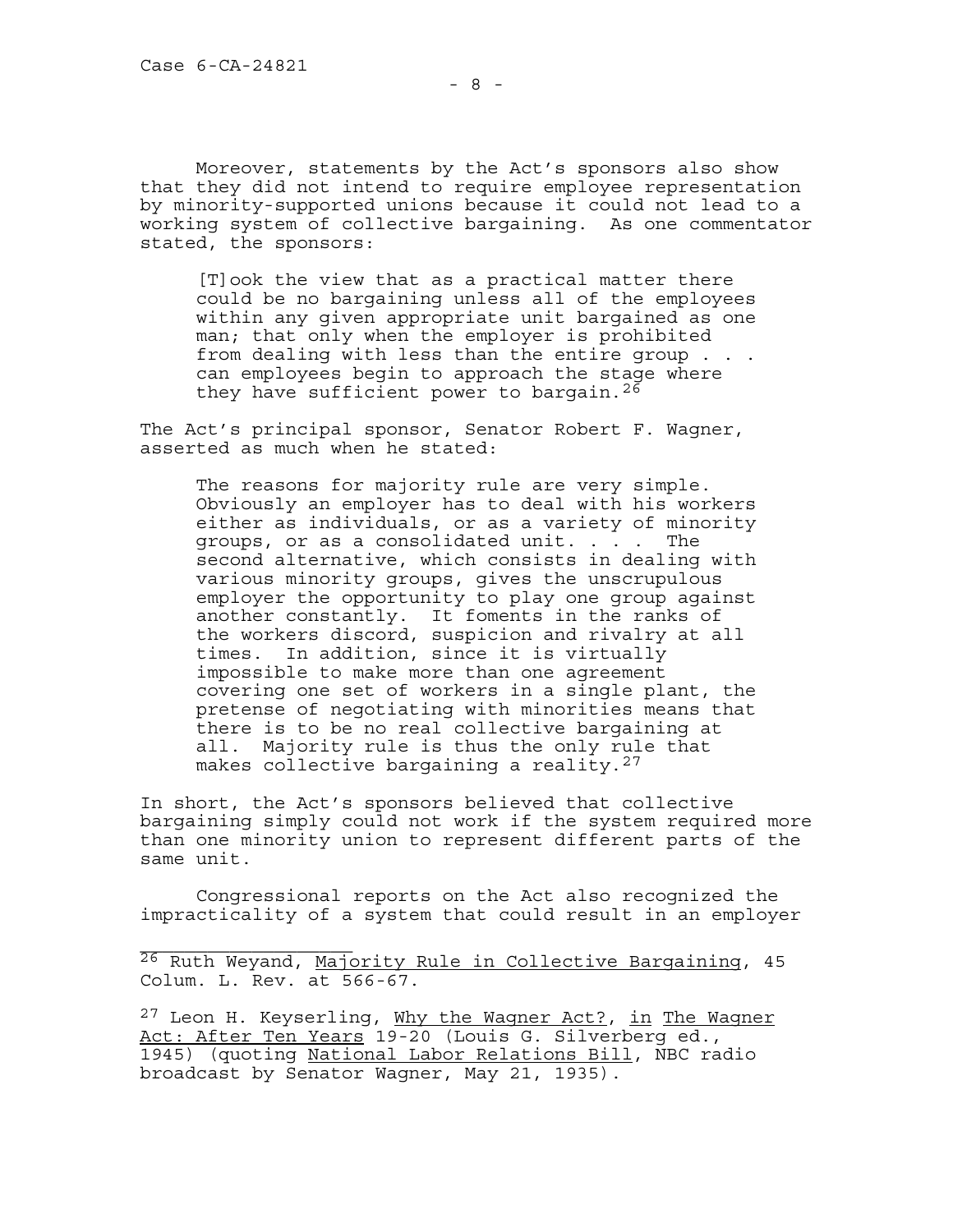Moreover, statements by the Act's sponsors also show that they did not intend to require employee representation by minority-supported unions because it could not lead to a working system of collective bargaining. As one commentator stated, the sponsors:

> [T]ook the view that as a practical matter there could be no bargaining unless all of the employees within any given appropriate unit bargained as one man; that only when the employer is prohibited from dealing with less than the entire group . . . can employees begin to approach the stage where they have sufficient power to bargain.[26]

The Act's principal sponsor, Senator Robert F. Wagner, asserted as much when he stated:

> The reasons for majority rule are very simple. Obviously an employer has to deal with his workers either as individuals, or as a variety of minority groups, or as a consolidated unit. . . . The second alternative, which consists in dealing with various minority groups, gives the unscrupulous employer the opportunity to play one group against another constantly. It foments in the ranks of the workers discord, suspicion and rivalry at all times. In addition, since it is virtually impossible to make more than one agreement covering one set of workers in a single plant, the pretense of negotiating with minorities means that there is to be no real collective bargaining at all. Majority rule is thus the only rule that makes collective bargaining a reality.[27]

In short, the Act's sponsors believed that collective bargaining simply could not work if the system required more than one minority union to represent different parts of the same unit.

Congressional reports on the Act also recognized the impracticality of a system that could result in an employer

---

[26] Ruth Weyand, Majority Rule in Collective Bargaining, 45 Colum. L. Rev. at 566-67.

[27] Leon H. Keyserling, Why the Wagner Act?, in The Wagner Act: After Ten Years 19-20 (Louis G. Silverberg ed., 1945) (quoting National Labor Relations Bill, NBC radio broadcast by Senator Wagner, May 21, 1935).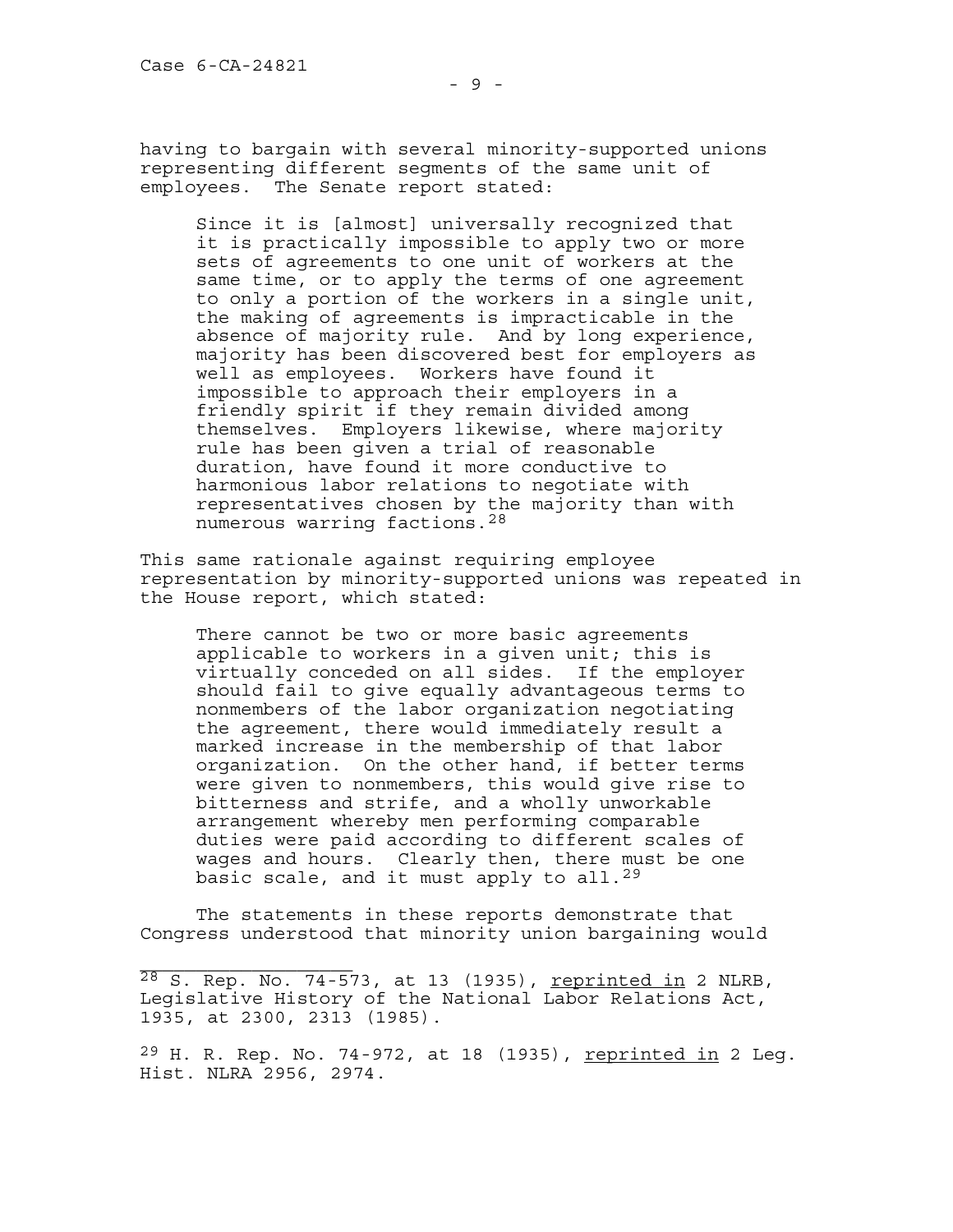having to bargain with several minority-supported unions representing different segments of the same unit of employees. The Senate report stated:

> Since it is [almost] universally recognized that it is practically impossible to apply two or more sets of agreements to one unit of workers at the same time, or to apply the terms of one agreement to only a portion of the workers in a single unit, the making of agreements is impracticable in the absence of majority rule. And by long experience, majority has been discovered best for employers as well as employees. Workers have found it impossible to approach their employers in a friendly spirit if they remain divided among themselves. Employers likewise, where majority rule has been given a trial of reasonable duration, have found it more conductive to harmonious labor relations to negotiate with representatives chosen by the majority than with numerous warring factions.[28]

This same rationale against requiring employee representation by minority-supported unions was repeated in the House report, which stated:

> There cannot be two or more basic agreements applicable to workers in a given unit; this is virtually conceded on all sides. If the employer should fail to give equally advantageous terms to nonmembers of the labor organization negotiating the agreement, there would immediately result a marked increase in the membership of that labor organization. On the other hand, if better terms were given to nonmembers, this would give rise to bitterness and strife, and a wholly unworkable arrangement whereby men performing comparable duties were paid according to different scales of wages and hours. Clearly then, there must be one basic scale, and it must apply to all.[29]

The statements in these reports demonstrate that Congress understood that minority union bargaining would

---

[28] S. Rep. No. 74-573, at 13 (1935), reprinted in 2 NLRB, Legislative History of the National Labor Relations Act, 1935, at 2300, 2313 (1985).

[29] H. R. Rep. No. 74-972, at 18 (1935), reprinted in 2 Leg. Hist. NLRA 2956, 2974.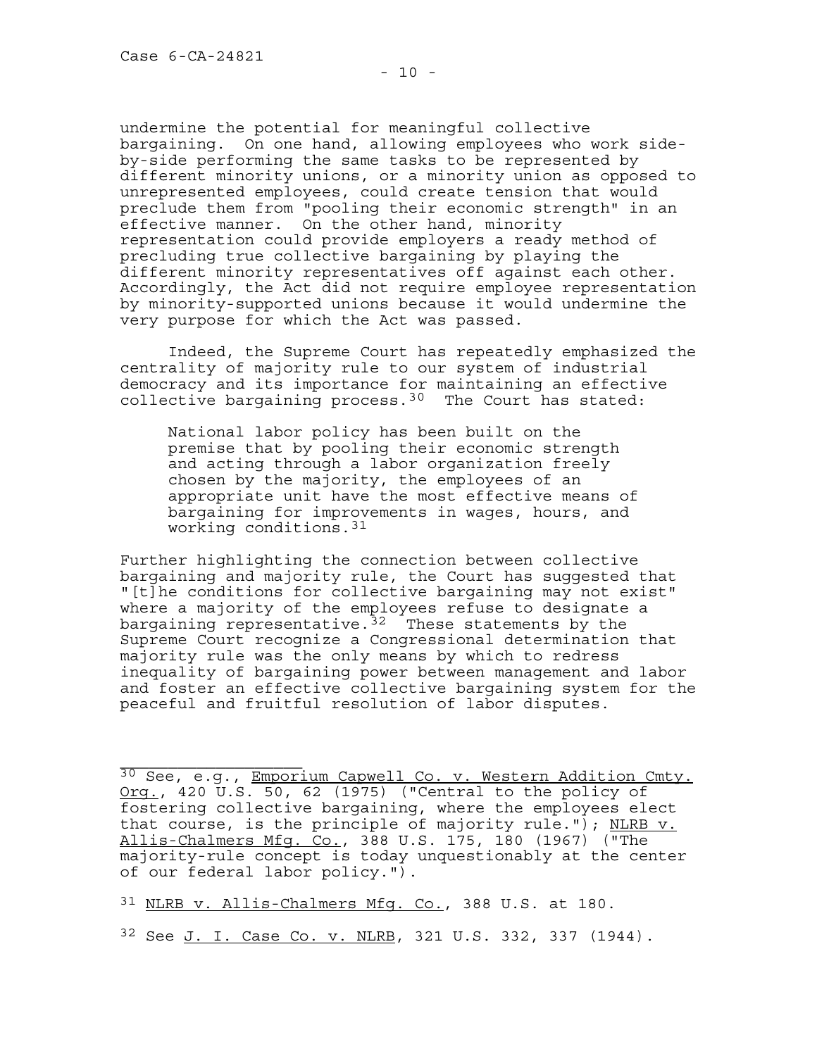undermine the potential for meaningful collective bargaining. On one hand, allowing employees who work side-by-side performing the same tasks to be represented by different minority unions, or a minority union as opposed to unrepresented employees, could create tension that would preclude them from "pooling their economic strength" in an effective manner. On the other hand, minority representation could provide employers a ready method of precluding true collective bargaining by playing the different minority representatives off against each other. Accordingly, the Act did not require employee representation by minority-supported unions because it would undermine the very purpose for which the Act was passed.

Indeed, the Supreme Court has repeatedly emphasized the centrality of majority rule to our system of industrial democracy and its importance for maintaining an effective collective bargaining process.[30] The Court has stated:

> National labor policy has been built on the premise that by pooling their economic strength and acting through a labor organization freely chosen by the majority, the employees of an appropriate unit have the most effective means of bargaining for improvements in wages, hours, and working conditions.[31]

Further highlighting the connection between collective bargaining and majority rule, the Court has suggested that "[t]he conditions for collective bargaining may not exist" where a majority of the employees refuse to designate a bargaining representative.[32] These statements by the Supreme Court recognize a Congressional determination that majority rule was the only means by which to redress inequality of bargaining power between management and labor and foster an effective collective bargaining system for the peaceful and fruitful resolution of labor disputes.

---

[30] See, e.g., Emporium Capwell Co. v. Western Addition Cmty. Org., 420 U.S. 50, 62 (1975) ("Central to the policy of fostering collective bargaining, where the employees elect that course, is the principle of majority rule."); NLRB v. Allis-Chalmers Mfg. Co., 388 U.S. 175, 180 (1967) ("The majority-rule concept is today unquestionably at the center of our federal labor policy.").

[31] NLRB v. Allis-Chalmers Mfg. Co., 388 U.S. at 180.

[32] See J. I. Case Co. v. NLRB, 321 U.S. 332, 337 (1944).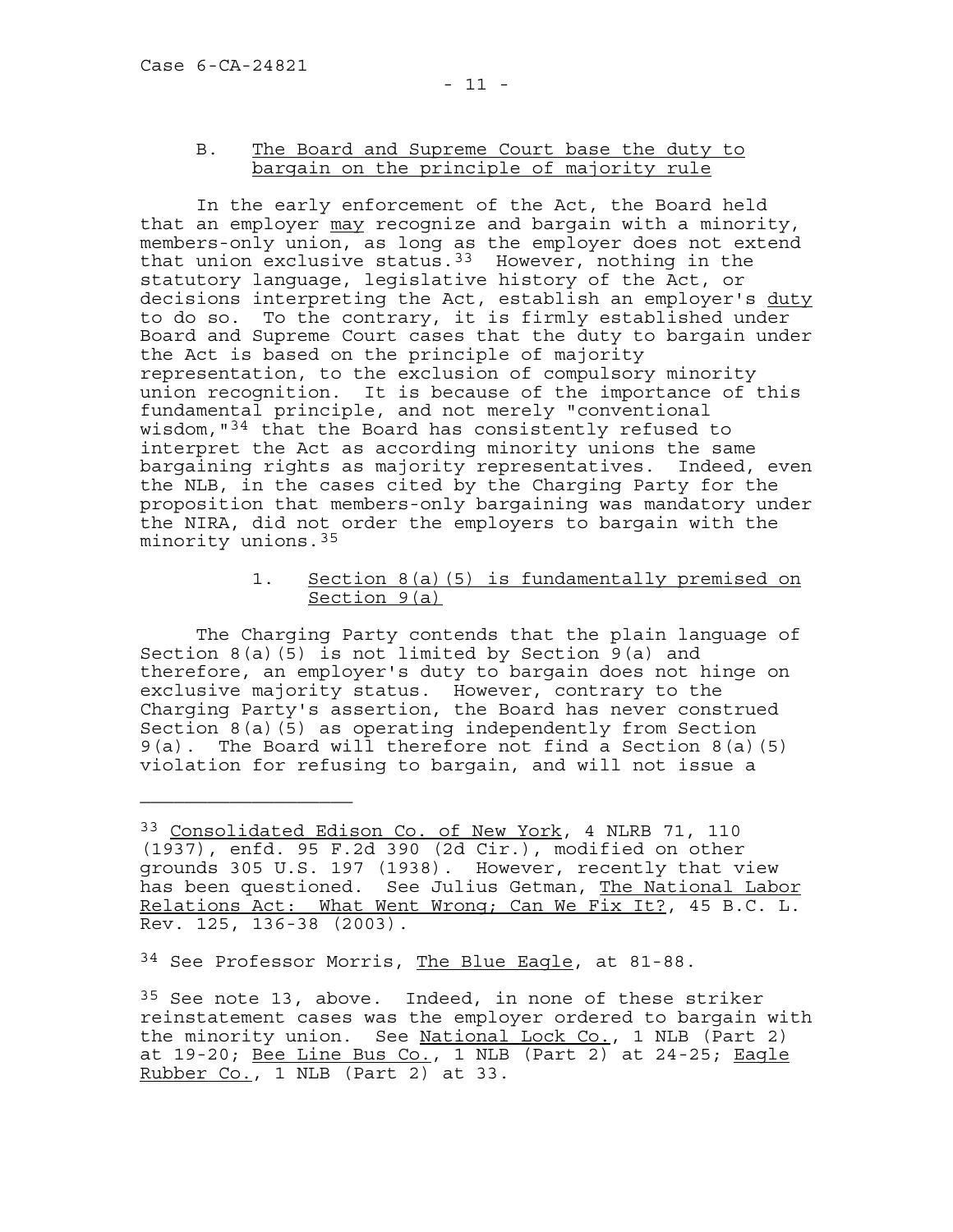B. <u>The Board and Supreme Court base the duty to bargain on the principle of majority rule</u>

In the early enforcement of the Act, the Board held that an employer <u>may</u> recognize and bargain with a minority, members-only union, as long as the employer does not extend that union exclusive status.[33] However, nothing in the statutory language, legislative history of the Act, or decisions interpreting the Act, establish an employer's <u>duty</u> to do so. To the contrary, it is firmly established under Board and Supreme Court cases that the duty to bargain under the Act is based on the principle of majority representation, to the exclusion of compulsory minority union recognition. It is because of the importance of this fundamental principle, and not merely "conventional wisdom,"[34] that the Board has consistently refused to interpret the Act as according minority unions the same bargaining rights as majority representatives. Indeed, even the NLB, in the cases cited by the Charging Party for the proposition that members-only bargaining was mandatory under the NIRA, did not order the employers to bargain with the minority unions.[35]

1. <u>Section 8(a)(5) is fundamentally premised on Section 9(a)</u>

The Charging Party contends that the plain language of Section 8(a)(5) is not limited by Section 9(a) and therefore, an employer's duty to bargain does not hinge on exclusive majority status. However, contrary to the Charging Party's assertion, the Board has never construed Section 8(a)(5) as operating independently from Section 9(a). The Board will therefore not find a Section 8(a)(5) violation for refusing to bargain, and will not issue a

---

[33] <u>Consolidated Edison Co. of New York</u>, 4 NLRB 71, 110 (1937), enfd. 95 F.2d 390 (2d Cir.), modified on other grounds 305 U.S. 197 (1938). However, recently that view has been questioned. See Julius Getman, <u>The National Labor Relations Act: What Went Wrong; Can We Fix It?</u>, 45 B.C. L. Rev. 125, 136-38 (2003).

[34] See Professor Morris, <u>The Blue Eagle</u>, at 81-88.

[35] See note 13, above. Indeed, in none of these striker reinstatement cases was the employer ordered to bargain with the minority union. See <u>National Lock Co.</u>, 1 NLB (Part 2) at 19-20; <u>Bee Line Bus Co.</u>, 1 NLB (Part 2) at 24-25; <u>Eagle Rubber Co.</u>, 1 NLB (Part 2) at 33.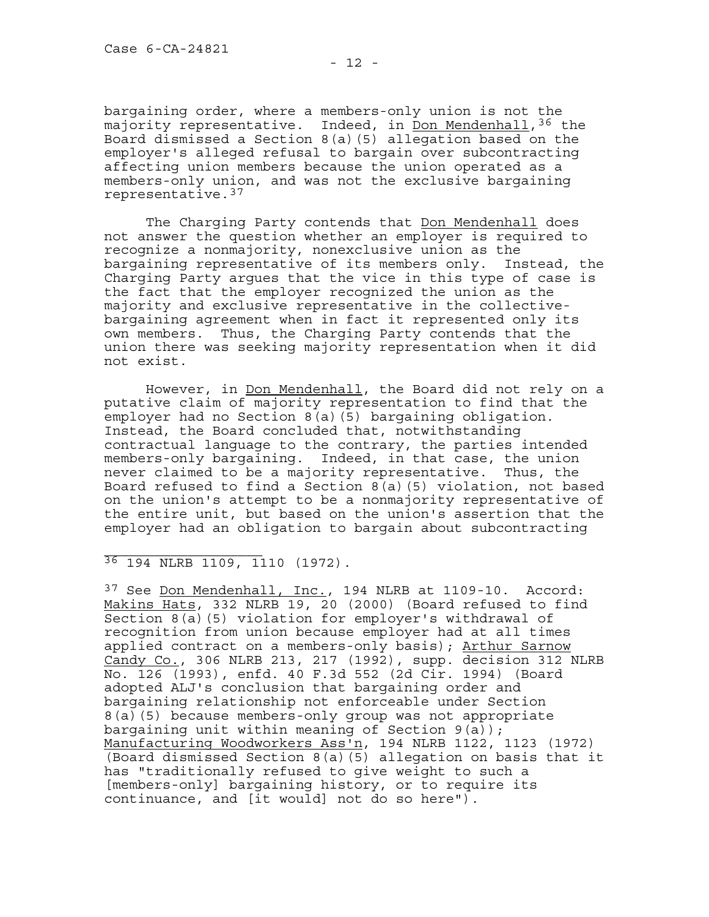bargaining order, where a members-only union is not the majority representative. Indeed, in Don Mendenhall,[36] the Board dismissed a Section 8(a)(5) allegation based on the employer's alleged refusal to bargain over subcontracting affecting union members because the union operated as a members-only union, and was not the exclusive bargaining representative.[37]

The Charging Party contends that Don Mendenhall does not answer the question whether an employer is required to recognize a nonmajority, nonexclusive union as the bargaining representative of its members only. Instead, the Charging Party argues that the vice in this type of case is the fact that the employer recognized the union as the majority and exclusive representative in the collective-bargaining agreement when in fact it represented only its own members. Thus, the Charging Party contends that the union there was seeking majority representation when it did not exist.

However, in Don Mendenhall, the Board did not rely on a putative claim of majority representation to find that the employer had no Section 8(a)(5) bargaining obligation. Instead, the Board concluded that, notwithstanding contractual language to the contrary, the parties intended members-only bargaining. Indeed, in that case, the union never claimed to be a majority representative. Thus, the Board refused to find a Section 8(a)(5) violation, not based on the union's attempt to be a nonmajority representative of the entire unit, but based on the union's assertion that the employer had an obligation to bargain about subcontracting

---

[36] 194 NLRB 1109, 1110 (1972).

[37] See Don Mendenhall, Inc., 194 NLRB at 1109-10. Accord: Makins Hats, 332 NLRB 19, 20 (2000) (Board refused to find Section 8(a)(5) violation for employer's withdrawal of recognition from union because employer had at all times applied contract on a members-only basis); Arthur Sarnow Candy Co., 306 NLRB 213, 217 (1992), supp. decision 312 NLRB No. 126 (1993), enfd. 40 F.3d 552 (2d Cir. 1994) (Board adopted ALJ's conclusion that bargaining order and bargaining relationship not enforceable under Section 8(a)(5) because members-only group was not appropriate bargaining unit within meaning of Section 9(a)); Manufacturing Woodworkers Ass'n, 194 NLRB 1122, 1123 (1972) (Board dismissed Section 8(a)(5) allegation on basis that it has "traditionally refused to give weight to such a [members-only] bargaining history, or to require its continuance, and [it would] not do so here").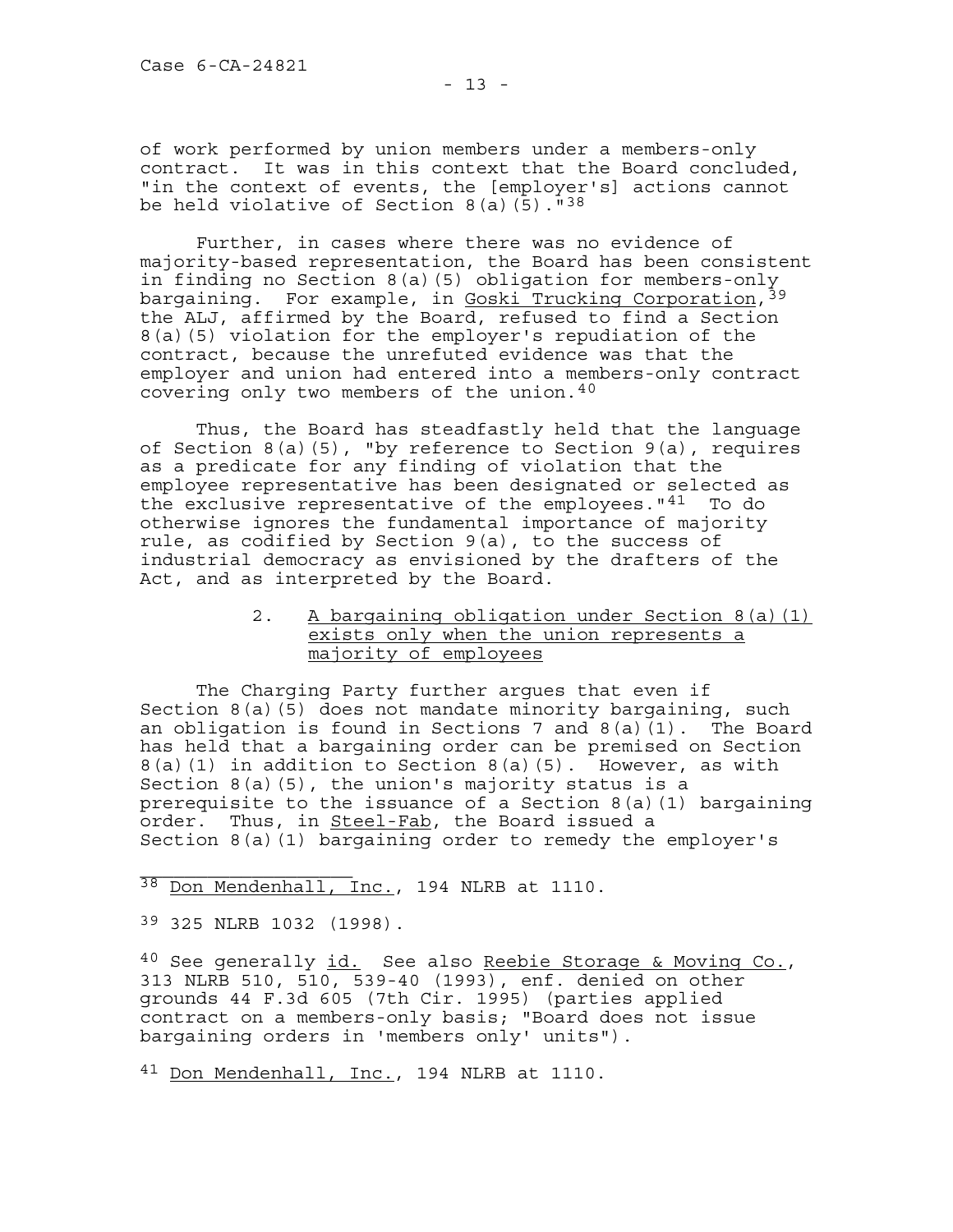of work performed by union members under a members-only contract. It was in this context that the Board concluded, "in the context of events, the [employer's] actions cannot be held violative of Section 8(a)(5)."[38]

Further, in cases where there was no evidence of majority-based representation, the Board has been consistent in finding no Section 8(a)(5) obligation for members-only bargaining. For example, in Goski Trucking Corporation,[39] the ALJ, affirmed by the Board, refused to find a Section 8(a)(5) violation for the employer's repudiation of the contract, because the unrefuted evidence was that the employer and union had entered into a members-only contract covering only two members of the union.[40]

Thus, the Board has steadfastly held that the language of Section 8(a)(5), "by reference to Section 9(a), requires as a predicate for any finding of violation that the employee representative has been designated or selected as the exclusive representative of the employees."[41] To do otherwise ignores the fundamental importance of majority rule, as codified by Section 9(a), to the success of industrial democracy as envisioned by the drafters of the Act, and as interpreted by the Board.

2. A bargaining obligation under Section 8(a)(1) exists only when the union represents a majority of employees

The Charging Party further argues that even if Section 8(a)(5) does not mandate minority bargaining, such an obligation is found in Sections 7 and 8(a)(1). The Board has held that a bargaining order can be premised on Section 8(a)(1) in addition to Section 8(a)(5). However, as with Section 8(a)(5), the union's majority status is a prerequisite to the issuance of a Section 8(a)(1) bargaining order. Thus, in Steel-Fab, the Board issued a Section 8(a)(1) bargaining order to remedy the employer's

---

[38] Don Mendenhall, Inc., 194 NLRB at 1110.

[39] 325 NLRB 1032 (1998).

[40] See generally id. See also Reebie Storage & Moving Co., 313 NLRB 510, 510, 539-40 (1993), enf. denied on other grounds 44 F.3d 605 (7th Cir. 1995) (parties applied contract on a members-only basis; "Board does not issue bargaining orders in 'members only' units").

[41] Don Mendenhall, Inc., 194 NLRB at 1110.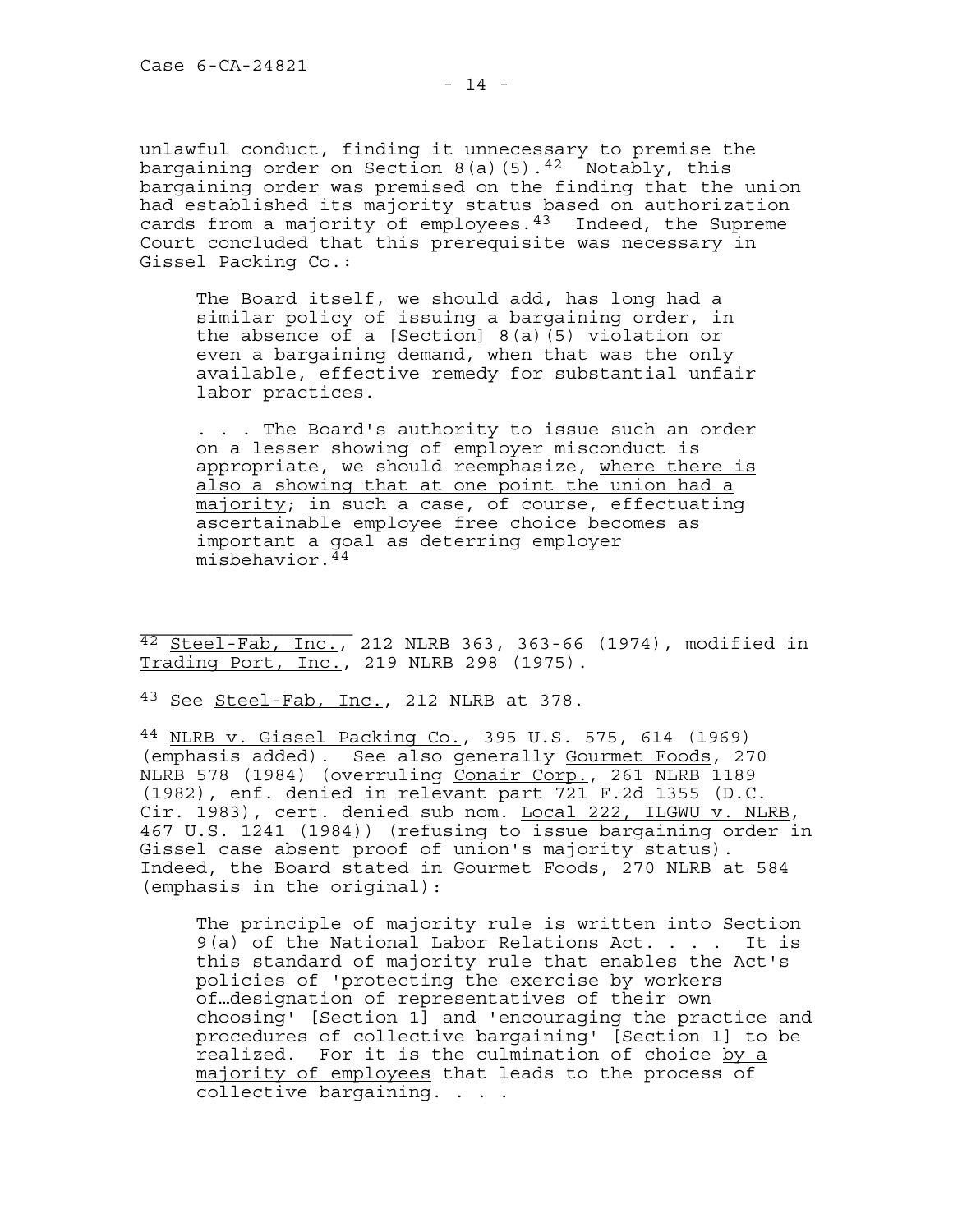unlawful conduct, finding it unnecessary to premise the bargaining order on Section 8(a)(5).[42] Notably, this bargaining order was premised on the finding that the union had established its majority status based on authorization cards from a majority of employees.[43] Indeed, the Supreme Court concluded that this prerequisite was necessary in Gissel Packing Co.:

> The Board itself, we should add, has long had a similar policy of issuing a bargaining order, in the absence of a [Section] 8(a)(5) violation or even a bargaining demand, when that was the only available, effective remedy for substantial unfair labor practices.
>
> . . . The Board's authority to issue such an order on a lesser showing of employer misconduct is appropriate, we should reemphasize, where there is also a showing that at one point the union had a majority; in such a case, of course, effectuating ascertainable employee free choice becomes as important a goal as deterring employer misbehavior.[44]

---

[42] Steel-Fab, Inc., 212 NLRB 363, 363-66 (1974), modified in Trading Port, Inc., 219 NLRB 298 (1975).

[43] See Steel-Fab, Inc., 212 NLRB at 378.

[44] NLRB v. Gissel Packing Co., 395 U.S. 575, 614 (1969) (emphasis added). See also generally Gourmet Foods, 270 NLRB 578 (1984) (overruling Conair Corp., 261 NLRB 1189 (1982), enf. denied in relevant part 721 F.2d 1355 (D.C. Cir. 1983), cert. denied sub nom. Local 222, ILGWU v. NLRB, 467 U.S. 1241 (1984)) (refusing to issue bargaining order in Gissel case absent proof of union's majority status). Indeed, the Board stated in Gourmet Foods, 270 NLRB at 584 (emphasis in the original):

> The principle of majority rule is written into Section 9(a) of the National Labor Relations Act. . . . It is this standard of majority rule that enables the Act's policies of 'protecting the exercise by workers of…designation of representatives of their own choosing' [Section 1] and 'encouraging the practice and procedures of collective bargaining' [Section 1] to be realized. For it is the culmination of choice by a majority of employees that leads to the process of collective bargaining. . . .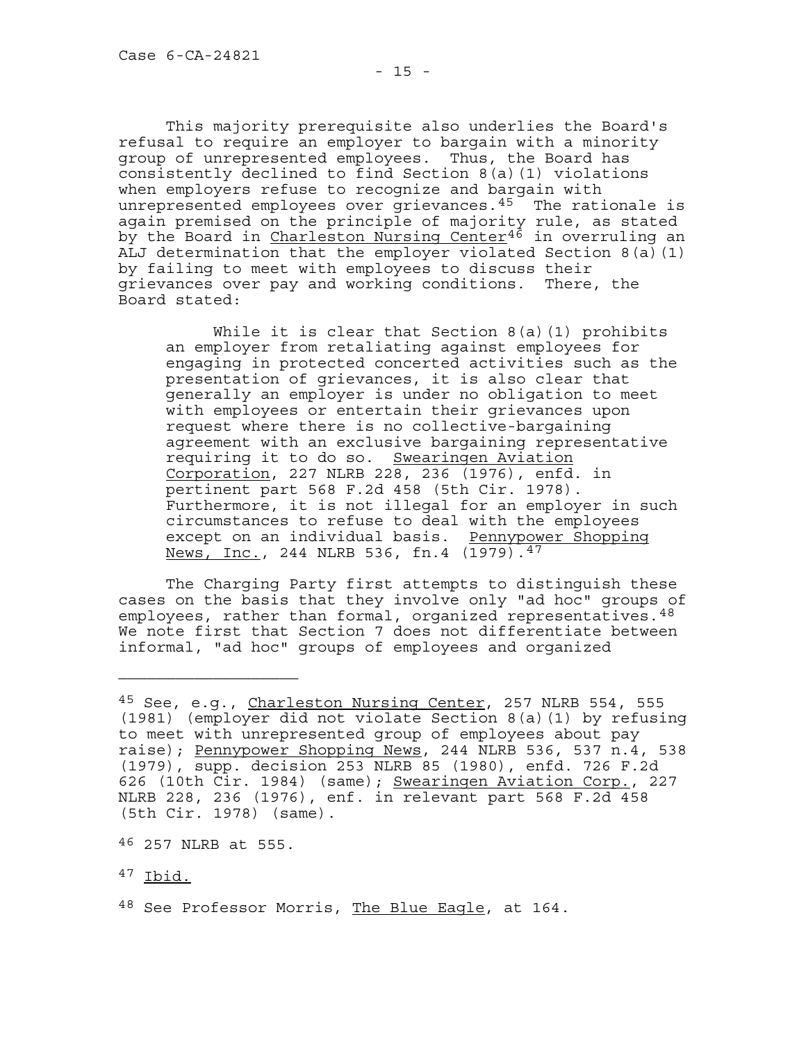This majority prerequisite also underlies the Board's refusal to require an employer to bargain with a minority group of unrepresented employees. Thus, the Board has consistently declined to find Section 8(a)(1) violations when employers refuse to recognize and bargain with unrepresented employees over grievances.[45] The rationale is again premised on the principle of majority rule, as stated by the Board in Charleston Nursing Center[46] in overruling an ALJ determination that the employer violated Section 8(a)(1) by failing to meet with employees to discuss their grievances over pay and working conditions. There, the Board stated:

> While it is clear that Section 8(a)(1) prohibits an employer from retaliating against employees for engaging in protected concerted activities such as the presentation of grievances, it is also clear that generally an employer is under no obligation to meet with employees or entertain their grievances upon request where there is no collective-bargaining agreement with an exclusive bargaining representative requiring it to do so. Swearingen Aviation Corporation, 227 NLRB 228, 236 (1976), enfd. in pertinent part 568 F.2d 458 (5th Cir. 1978). Furthermore, it is not illegal for an employer in such circumstances to refuse to deal with the employees except on an individual basis. Pennypower Shopping News, Inc., 244 NLRB 536, fn.4 (1979).[47]

The Charging Party first attempts to distinguish these cases on the basis that they involve only "ad hoc" groups of employees, rather than formal, organized representatives.[48] We note first that Section 7 does not differentiate between informal, "ad hoc" groups of employees and organized

---

[45] See, e.g., Charleston Nursing Center, 257 NLRB 554, 555 (1981) (employer did not violate Section 8(a)(1) by refusing to meet with unrepresented group of employees about pay raise); Pennypower Shopping News, 244 NLRB 536, 537 n.4, 538 (1979), supp. decision 253 NLRB 85 (1980), enfd. 726 F.2d 626 (10th Cir. 1984) (same); Swearingen Aviation Corp., 227 NLRB 228, 236 (1976), enf. in relevant part 568 F.2d 458 (5th Cir. 1978) (same).

[46] 257 NLRB at 555.

[47] Ibid.

[48] See Professor Morris, The Blue Eagle, at 164.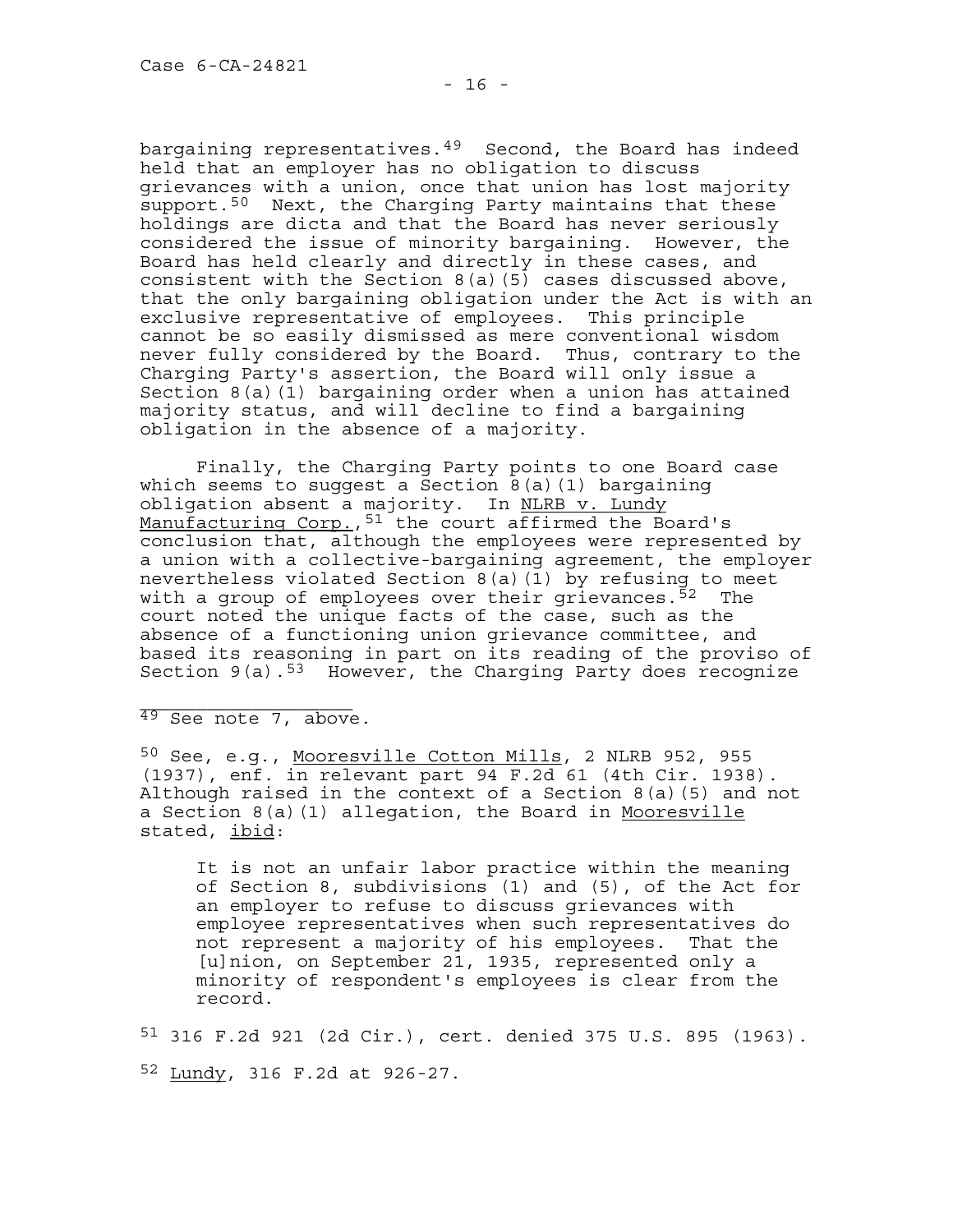bargaining representatives.[49] Second, the Board has indeed held that an employer has no obligation to discuss grievances with a union, once that union has lost majority support.[50] Next, the Charging Party maintains that these holdings are dicta and that the Board has never seriously considered the issue of minority bargaining. However, the Board has held clearly and directly in these cases, and consistent with the Section 8(a)(5) cases discussed above, that the only bargaining obligation under the Act is with an exclusive representative of employees. This principle cannot be so easily dismissed as mere conventional wisdom never fully considered by the Board. Thus, contrary to the Charging Party's assertion, the Board will only issue a Section 8(a)(1) bargaining order when a union has attained majority status, and will decline to find a bargaining obligation in the absence of a majority.

Finally, the Charging Party points to one Board case which seems to suggest a Section 8(a)(1) bargaining obligation absent a majority. In <u>NLRB v. Lundy Manufacturing Corp.</u>,[51] the court affirmed the Board's conclusion that, although the employees were represented by a union with a collective-bargaining agreement, the employer nevertheless violated Section 8(a)(1) by refusing to meet with a group of employees over their grievances.[52] The court noted the unique facts of the case, such as the absence of a functioning union grievance committee, and based its reasoning in part on its reading of the proviso of Section 9(a).[53] However, the Charging Party does recognize

---

[49] See note 7, above.

[50] See, e.g., <u>Mooresville Cotton Mills</u>, 2 NLRB 952, 955 (1937), enf. in relevant part 94 F.2d 61 (4th Cir. 1938). Although raised in the context of a Section 8(a)(5) and not a Section 8(a)(1) allegation, the Board in <u>Mooresville</u> stated, <u>ibid</u>:

> It is not an unfair labor practice within the meaning of Section 8, subdivisions (1) and (5), of the Act for an employer to refuse to discuss grievances with employee representatives when such representatives do not represent a majority of his employees. That the [u]nion, on September 21, 1935, represented only a minority of respondent's employees is clear from the record.

[51] 316 F.2d 921 (2d Cir.), cert. denied 375 U.S. 895 (1963).

[52] <u>Lundy</u>, 316 F.2d at 926-27.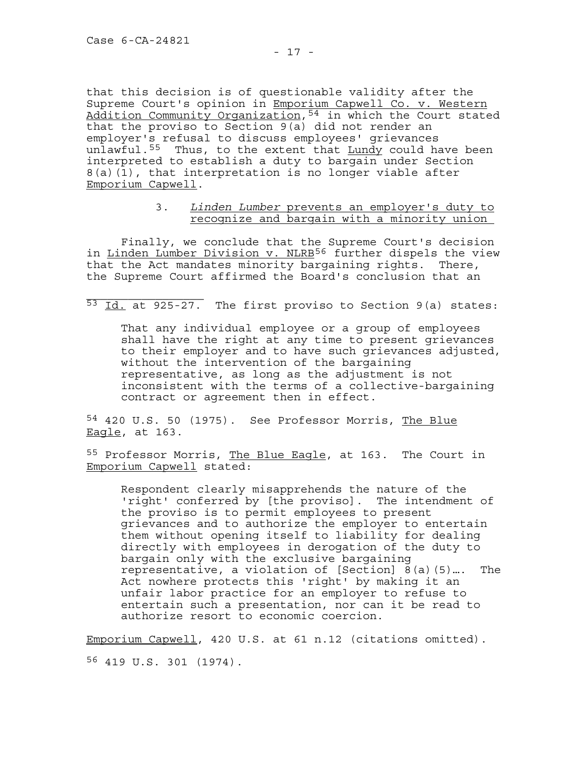that this decision is of questionable validity after the Supreme Court's opinion in Emporium Capwell Co. v. Western Addition Community Organization,[54] in which the Court stated that the proviso to Section 9(a) did not render an employer's refusal to discuss employees' grievances unlawful.[55] Thus, to the extent that Lundy could have been interpreted to establish a duty to bargain under Section 8(a)(1), that interpretation is no longer viable after Emporium Capwell.

3. *Linden Lumber* prevents an employer's duty to recognize and bargain with a minority union

Finally, we conclude that the Supreme Court's decision in Linden Lumber Division v. NLRB[56] further dispels the view that the Act mandates minority bargaining rights. There, the Supreme Court affirmed the Board's conclusion that an

---

[53] Id. at 925-27. The first proviso to Section 9(a) states:

> That any individual employee or a group of employees shall have the right at any time to present grievances to their employer and to have such grievances adjusted, without the intervention of the bargaining representative, as long as the adjustment is not inconsistent with the terms of a collective-bargaining contract or agreement then in effect.

[54] 420 U.S. 50 (1975). See Professor Morris, The Blue Eagle, at 163.

[55] Professor Morris, The Blue Eagle, at 163. The Court in Emporium Capwell stated:

> Respondent clearly misapprehends the nature of the 'right' conferred by [the proviso]. The intendment of the proviso is to permit employees to present grievances and to authorize the employer to entertain them without opening itself to liability for dealing directly with employees in derogation of the duty to bargain only with the exclusive bargaining representative, a violation of [Section] 8(a)(5)…. The Act nowhere protects this 'right' by making it an unfair labor practice for an employer to refuse to entertain such a presentation, nor can it be read to authorize resort to economic coercion.

Emporium Capwell, 420 U.S. at 61 n.12 (citations omitted).

[56] 419 U.S. 301 (1974).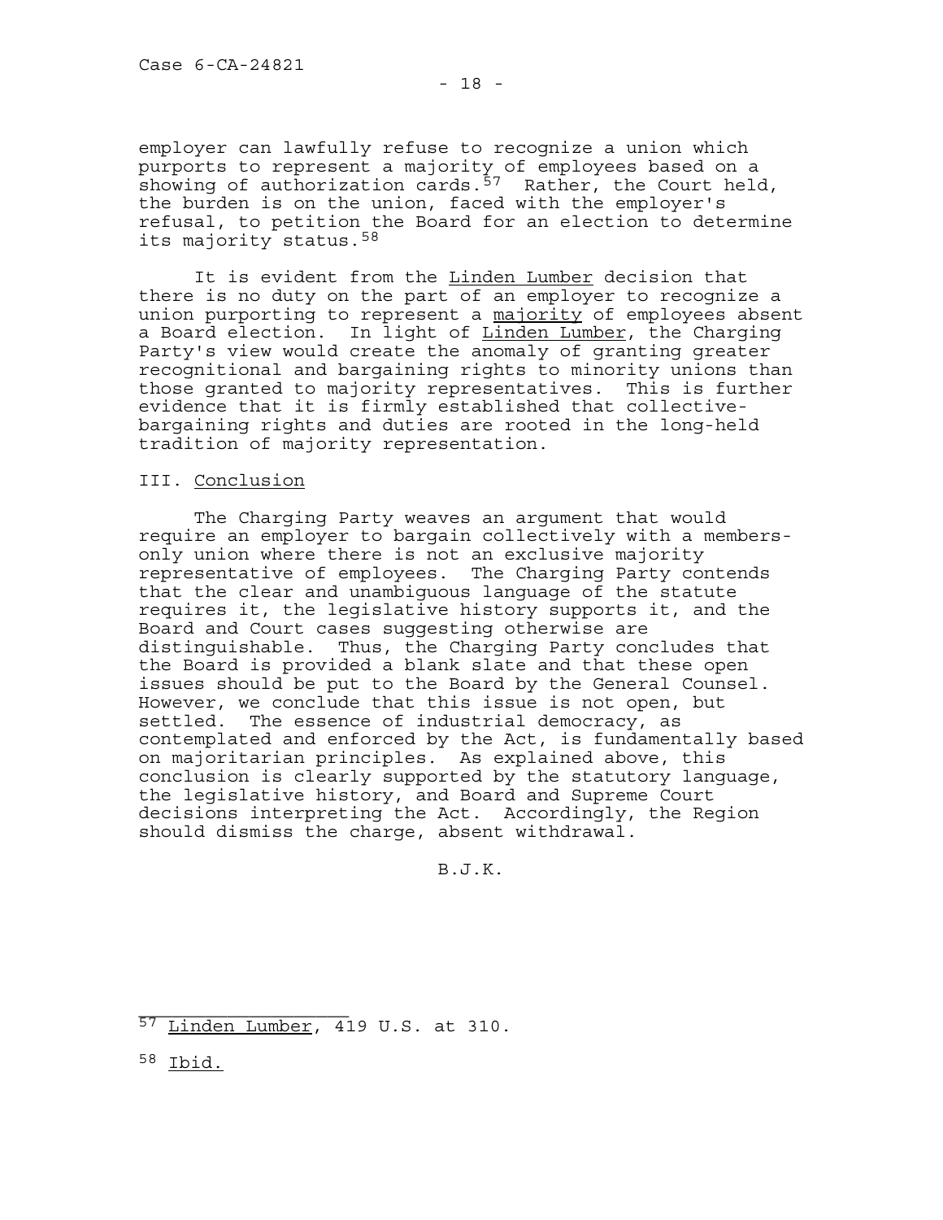employer can lawfully refuse to recognize a union which purports to represent a majority of employees based on a showing of authorization cards.[57] Rather, the Court held, the burden is on the union, faced with the employer's refusal, to petition the Board for an election to determine its majority status.[58]

It is evident from the Linden Lumber decision that there is no duty on the part of an employer to recognize a union purporting to represent a majority of employees absent a Board election. In light of Linden Lumber, the Charging Party's view would create the anomaly of granting greater recognitional and bargaining rights to minority unions than those granted to majority representatives. This is further evidence that it is firmly established that collective-bargaining rights and duties are rooted in the long-held tradition of majority representation.

## III. Conclusion

The Charging Party weaves an argument that would require an employer to bargain collectively with a members-only union where there is not an exclusive majority representative of employees. The Charging Party contends that the clear and unambiguous language of the statute requires it, the legislative history supports it, and the Board and Court cases suggesting otherwise are distinguishable. Thus, the Charging Party concludes that the Board is provided a blank slate and that these open issues should be put to the Board by the General Counsel. However, we conclude that this issue is not open, but settled. The essence of industrial democracy, as contemplated and enforced by the Act, is fundamentally based on majoritarian principles. As explained above, this conclusion is clearly supported by the statutory language, the legislative history, and Board and Supreme Court decisions interpreting the Act. Accordingly, the Region should dismiss the charge, absent withdrawal.

B.J.K.

---

[57] Linden Lumber, 419 U.S. at 310.

[58] Ibid.